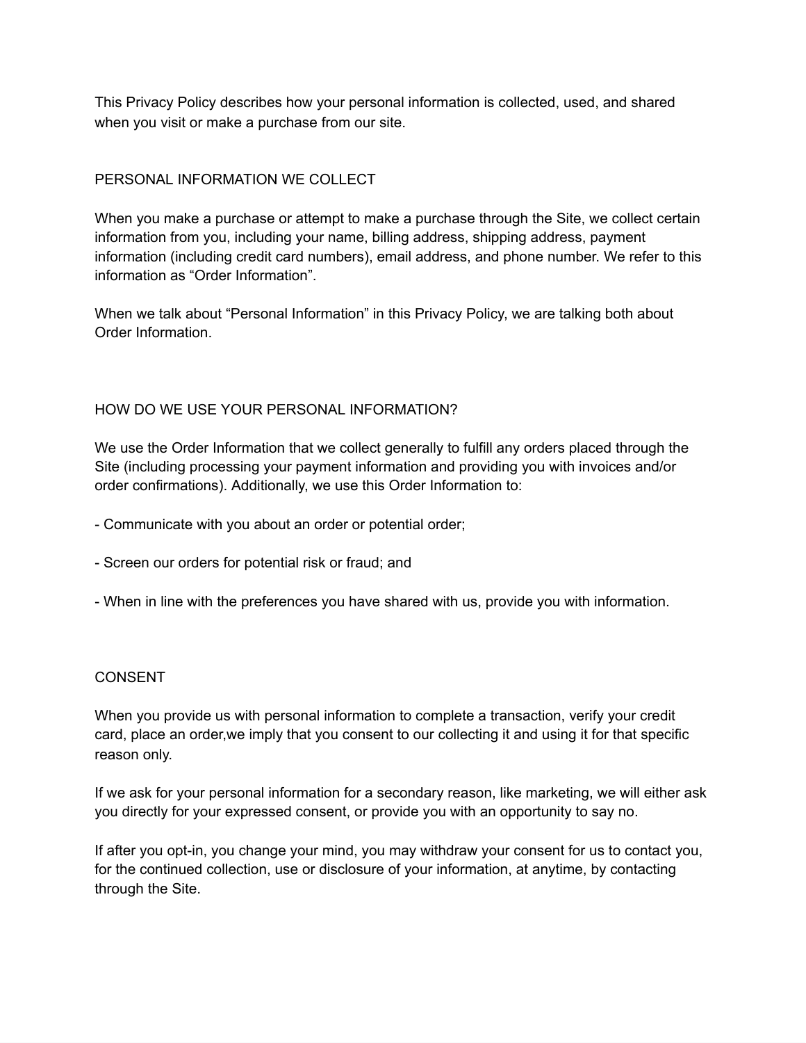This Privacy Policy describes how your personal information is collected, used, and shared when you visit or make a purchase from our site.

## PERSONAL INFORMATION WE COLLECT

When you make a purchase or attempt to make a purchase through the Site, we collect certain information from you, including your name, billing address, shipping address, payment information (including credit card numbers), email address, and phone number. We refer to this information as "Order Information".

When we talk about "Personal Information" in this Privacy Policy, we are talking both about Order Information.

## HOW DO WE USE YOUR PERSONAL INFORMATION?

We use the Order Information that we collect generally to fulfill any orders placed through the Site (including processing your payment information and providing you with invoices and/or order confirmations). Additionally, we use this Order Information to:

- Communicate with you about an order or potential order;

- Screen our orders for potential risk or fraud; and

- When in line with the preferences you have shared with us, provide you with information.

## CONSENT

When you provide us with personal information to complete a transaction, verify your credit card, place an order,we imply that you consent to our collecting it and using it for that specific reason only.

If we ask for your personal information for a secondary reason, like marketing, we will either ask you directly for your expressed consent, or provide you with an opportunity to say no.

If after you opt-in, you change your mind, you may withdraw your consent for us to contact you, for the continued collection, use or disclosure of your information, at anytime, by contacting through the Site.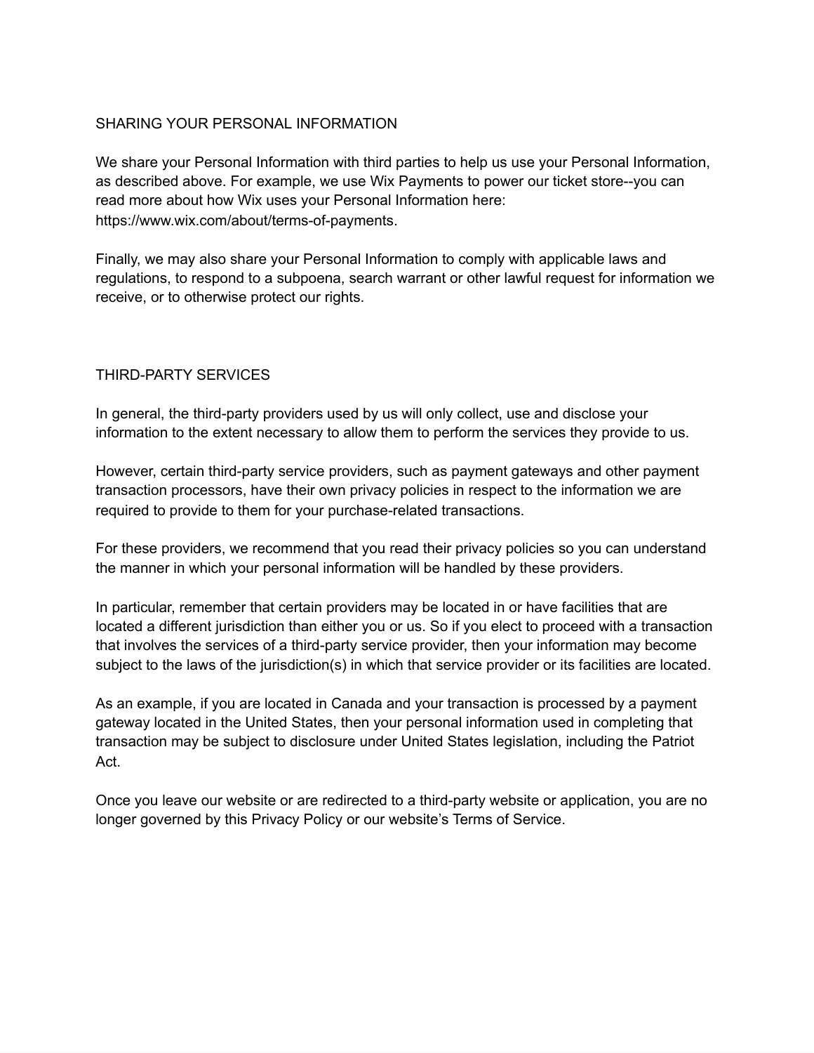## SHARING YOUR PERSONAL INFORMATION

We share your Personal Information with third parties to help us use your Personal Information, as described above. For example, we use Wix Payments to power our ticket store--you can read more about how Wix uses your Personal Information here: https://www.wix.com/about/terms-of-payments.

Finally, we may also share your Personal Information to comply with applicable laws and regulations, to respond to a subpoena, search warrant or other lawful request for information we receive, or to otherwise protect our rights.

## THIRD-PARTY SERVICES

In general, the third-party providers used by us will only collect, use and disclose your information to the extent necessary to allow them to perform the services they provide to us.

However, certain third-party service providers, such as payment gateways and other payment transaction processors, have their own privacy policies in respect to the information we are required to provide to them for your purchase-related transactions.

For these providers, we recommend that you read their privacy policies so you can understand the manner in which your personal information will be handled by these providers.

In particular, remember that certain providers may be located in or have facilities that are located a different jurisdiction than either you or us. So if you elect to proceed with a transaction that involves the services of a third-party service provider, then your information may become subject to the laws of the jurisdiction(s) in which that service provider or its facilities are located.

As an example, if you are located in Canada and your transaction is processed by a payment gateway located in the United States, then your personal information used in completing that transaction may be subject to disclosure under United States legislation, including the Patriot Act.

Once you leave our website or are redirected to a third-party website or application, you are no longer governed by this Privacy Policy or our website's Terms of Service.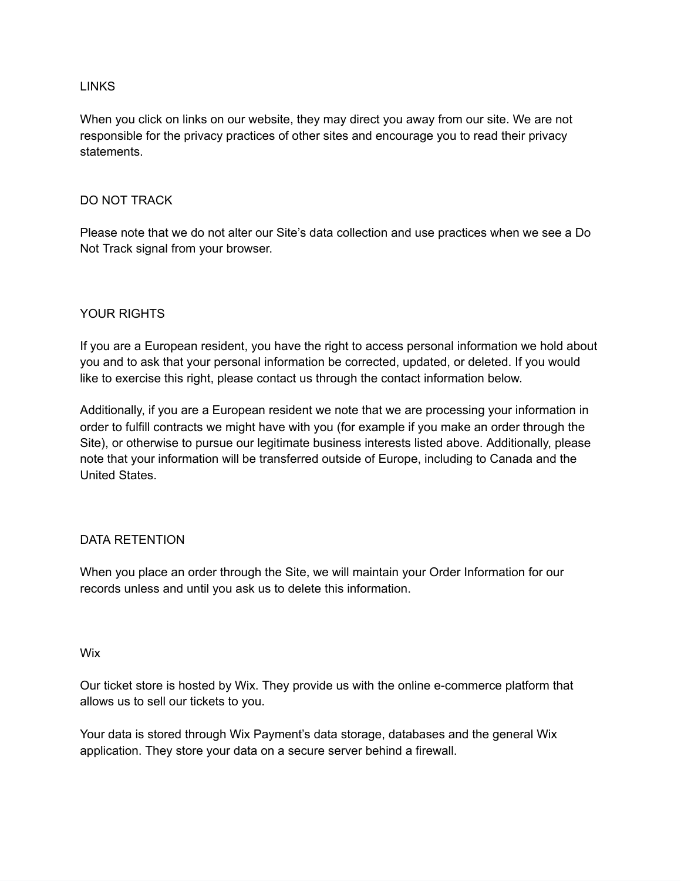## LINKS

When you click on links on our website, they may direct you away from our site. We are not responsible for the privacy practices of other sites and encourage you to read their privacy statements.

## DO NOT TRACK

Please note that we do not alter our Site's data collection and use practices when we see a Do Not Track signal from your browser.

## YOUR RIGHTS

If you are a European resident, you have the right to access personal information we hold about you and to ask that your personal information be corrected, updated, or deleted. If you would like to exercise this right, please contact us through the contact information below.

Additionally, if you are a European resident we note that we are processing your information in order to fulfill contracts we might have with you (for example if you make an order through the Site), or otherwise to pursue our legitimate business interests listed above. Additionally, please note that your information will be transferred outside of Europe, including to Canada and the United States.

## DATA RETENTION

When you place an order through the Site, we will maintain your Order Information for our records unless and until you ask us to delete this information.

## Wix

Our ticket store is hosted by Wix. They provide us with the online e-commerce platform that allows us to sell our tickets to you.

Your data is stored through Wix Payment's data storage, databases and the general Wix application. They store your data on a secure server behind a firewall.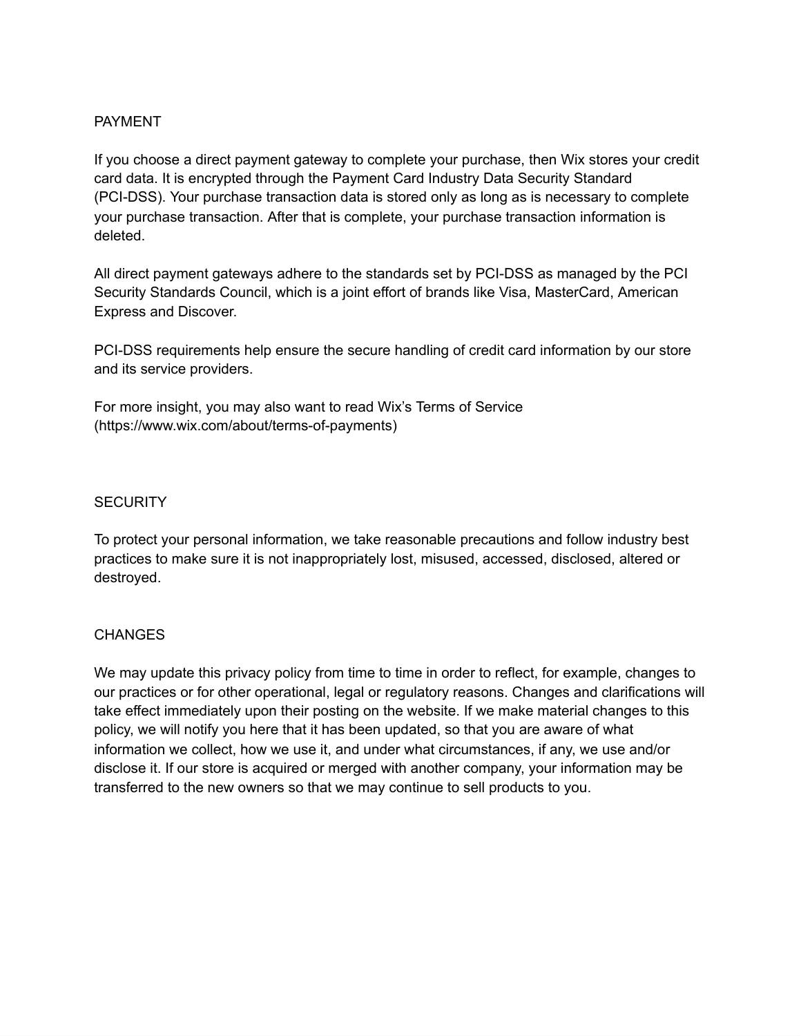## PAYMENT

If you choose a direct payment gateway to complete your purchase, then Wix stores your credit card data. It is encrypted through the Payment Card Industry Data Security Standard (PCI-DSS). Your purchase transaction data is stored only as long as is necessary to complete your purchase transaction. After that is complete, your purchase transaction information is deleted.

All direct payment gateways adhere to the standards set by PCI-DSS as managed by the PCI Security Standards Council, which is a joint effort of brands like Visa, MasterCard, American Express and Discover.

PCI-DSS requirements help ensure the secure handling of credit card information by our store and its service providers.

For more insight, you may also want to read Wix's Terms of Service (https://www.wix.com/about/terms-of-payments)

## SECURITY

To protect your personal information, we take reasonable precautions and follow industry best practices to make sure it is not inappropriately lost, misused, accessed, disclosed, altered or destroyed.

## CHANGES

We may update this privacy policy from time to time in order to reflect, for example, changes to our practices or for other operational, legal or regulatory reasons. Changes and clarifications will take effect immediately upon their posting on the website. If we make material changes to this policy, we will notify you here that it has been updated, so that you are aware of what information we collect, how we use it, and under what circumstances, if any, we use and/or disclose it. If our store is acquired or merged with another company, your information may be transferred to the new owners so that we may continue to sell products to you.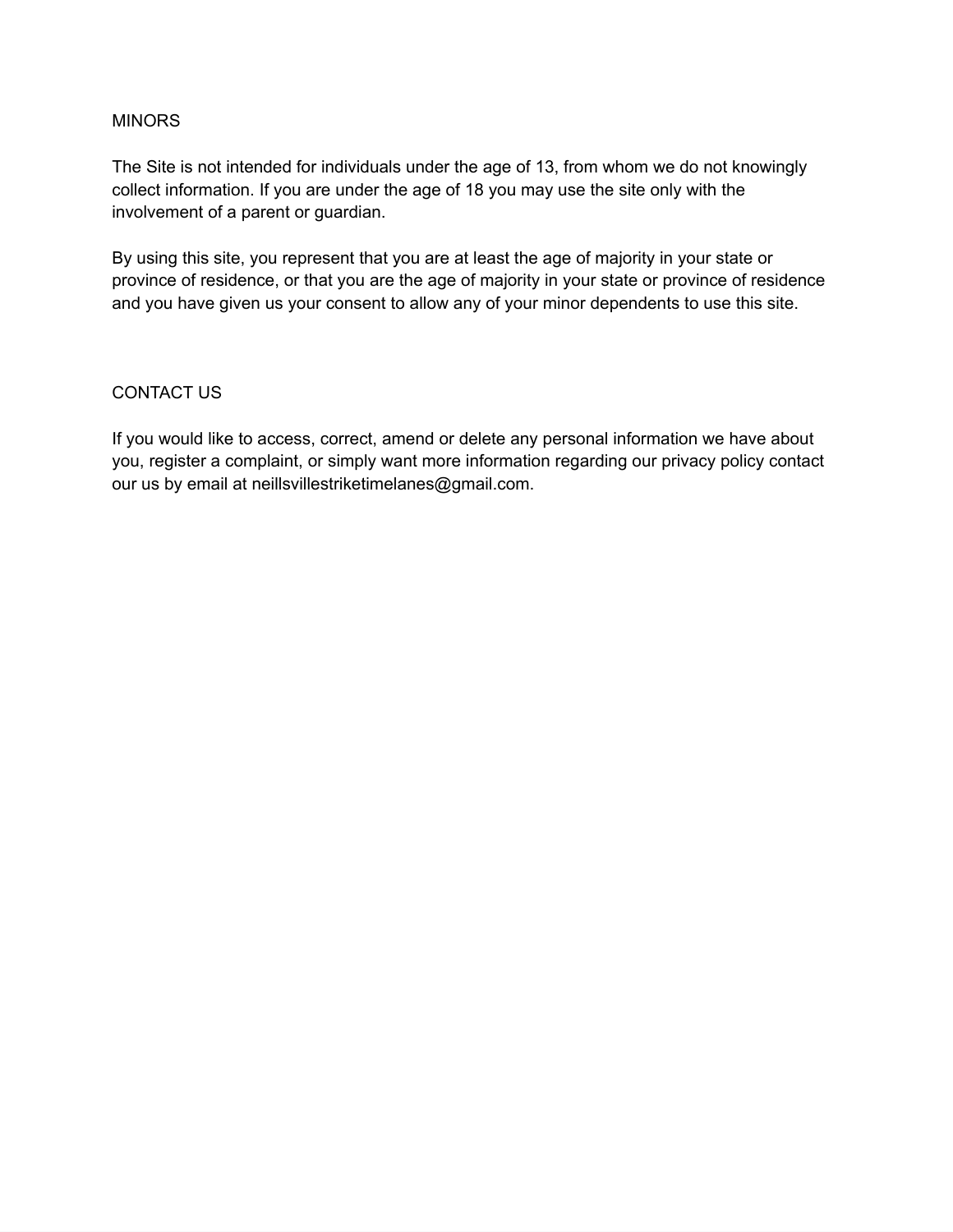## MINORS

The Site is not intended for individuals under the age of 13, from whom we do not knowingly collect information. If you are under the age of 18 you may use the site only with the involvement of a parent or guardian.

By using this site, you represent that you are at least the age of majority in your state or province of residence, or that you are the age of majority in your state or province of residence and you have given us your consent to allow any of your minor dependents to use this site.

## CONTACT US

If you would like to access, correct, amend or delete any personal information we have about you, register a complaint, or simply want more information regarding our privacy policy contact our us by email at neillsvillestriketimelanes@gmail.com.